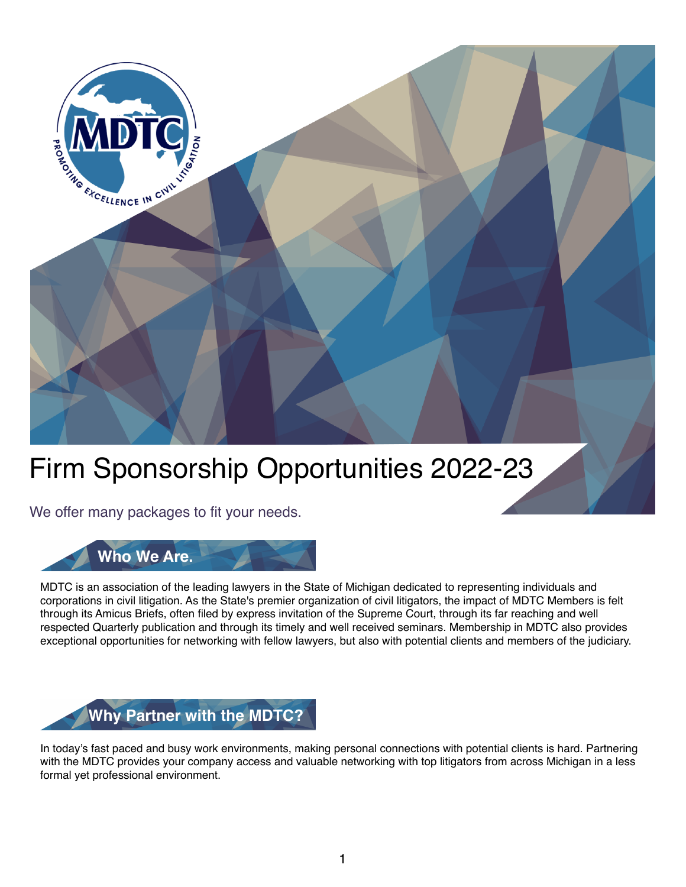# Firm Sponsorship Opportunities 2022-23

We offer many packages to fit your needs.

## Who We Are.

MDTC is an association of the leading lawyers in the State of Michigan dedicated to representing individuals and corporations in civil litigation. As the State's premier organization of civil litigators, the impact of MDTC Members is felt through its Amicus Briefs, often filed by express invitation of the Supreme Court, through its far reaching and well respected Quarterly publication and through its timely and well received seminars. Membership in MDTC also provides exceptional opportunities for networking with fellow lawyers, but also with potential clients and members of the judiciary.

## Why Partner with the MDTC?

In today's fast paced and busy work environments, making personal connections with potential clients is hard. Partnering with the MDTC provides your company access and valuable networking with top litigators from across Michigan in a less formal yet professional environment.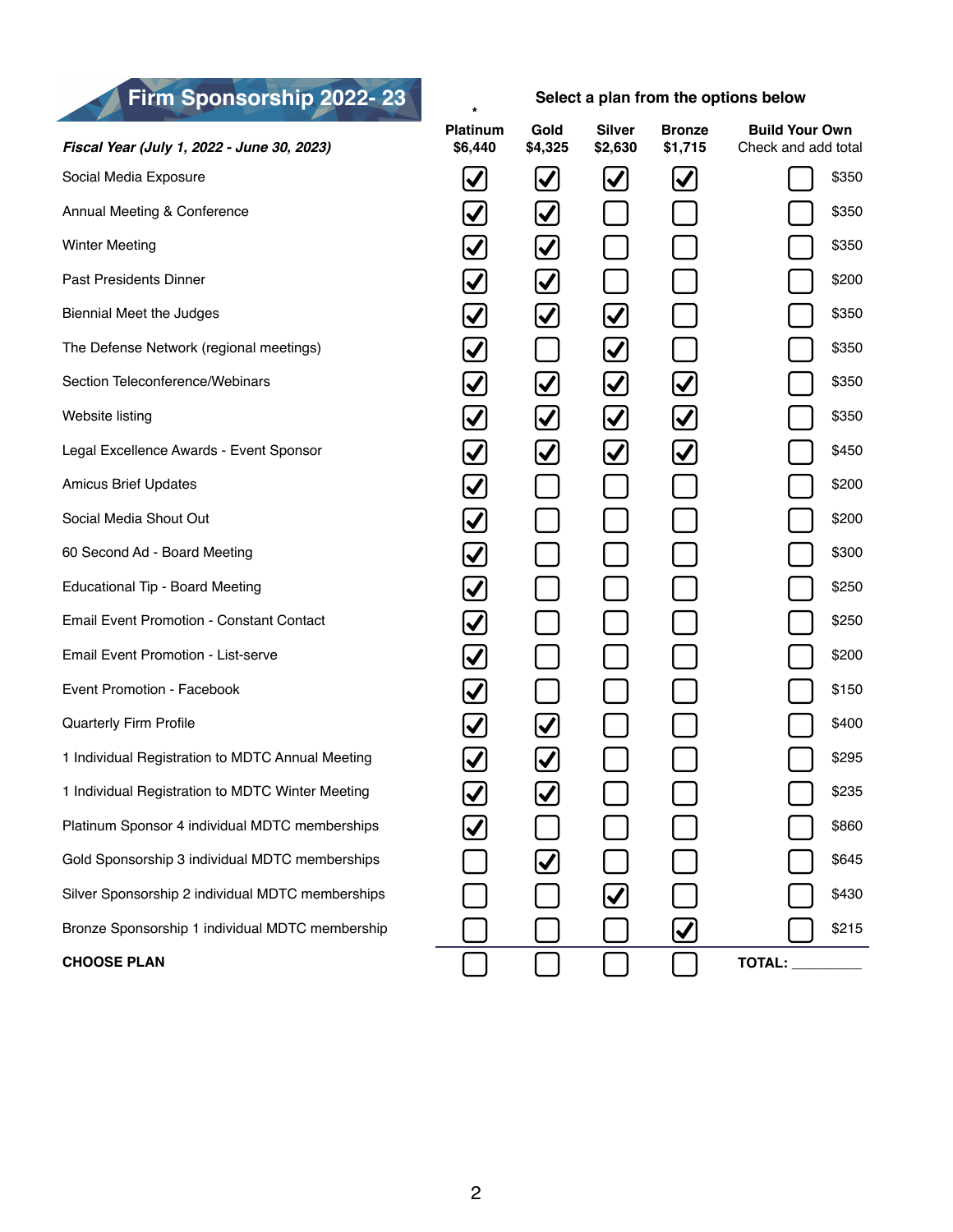# Firm Sponsorship 2022- 23

**Select a plan from the options below**

| *Fiscal Year (July 1, 2022 - June 30, 2023)* | * Platinum $6,440 | Gold $4,325 | Silver $2,630 | Bronze $1,715 | Build Your Own Check and add total | |
|---|---|---|---|---|---|---|
| Social Media Exposure | ☑ | ☑ | ☑ | ☑ | ☐ | $350 |
| Annual Meeting & Conference | ☑ | ☑ | ☐ | ☐ | ☐ | $350 |
| Winter Meeting | ☑ | ☑ | ☐ | ☐ | ☐ | $350 |
| Past Presidents Dinner | ☑ | ☑ | ☐ | ☐ | ☐ | $200 |
| Biennial Meet the Judges | ☑ | ☑ | ☑ | ☐ | ☐ | $350 |
| The Defense Network (regional meetings) | ☑ | ☐ | ☑ | ☐ | ☐ | $350 |
| Section Teleconference/Webinars | ☑ | ☑ | ☑ | ☑ | ☐ | $350 |
| Website listing | ☑ | ☑ | ☑ | ☑ | ☐ | $350 |
| Legal Excellence Awards - Event Sponsor | ☑ | ☑ | ☑ | ☑ | ☐ | $450 |
| Amicus Brief Updates | ☑ | ☐ | ☐ | ☐ | ☐ | $200 |
| Social Media Shout Out | ☑ | ☐ | ☐ | ☐ | ☐ | $200 |
| 60 Second Ad - Board Meeting | ☑ | ☐ | ☐ | ☐ | ☐ | $300 |
| Educational Tip - Board Meeting | ☑ | ☐ | ☐ | ☐ | ☐ | $250 |
| Email Event Promotion - Constant Contact | ☑ | ☐ | ☐ | ☐ | ☐ | $250 |
| Email Event Promotion - List-serve | ☑ | ☐ | ☐ | ☐ | ☐ | $200 |
| Event Promotion - Facebook | ☑ | ☐ | ☐ | ☐ | ☐ | $150 |
| Quarterly Firm Profile | ☑ | ☑ | ☐ | ☐ | ☐ | $400 |
| 1 Individual Registration to MDTC Annual Meeting | ☑ | ☑ | ☐ | ☐ | ☐ | $295 |
| 1 Individual Registration to MDTC Winter Meeting | ☑ | ☑ | ☐ | ☐ | ☐ | $235 |
| Platinum Sponsor 4 individual MDTC memberships | ☑ | ☐ | ☐ | ☐ | ☐ | $860 |
| Gold Sponsorship 3 individual MDTC memberships | ☐ | ☑ | ☐ | ☐ | ☐ | $645 |
| Silver Sponsorship 2 individual MDTC memberships | ☐ | ☐ | ☑ | ☐ | ☐ | $430 |
| Bronze Sponsorship 1 individual MDTC membership | ☐ | ☐ | ☐ | ☑ | ☐ | $215 |
| **CHOOSE PLAN** | ☐ | ☐ | ☐ | ☐ | **TOTAL:** _________ | |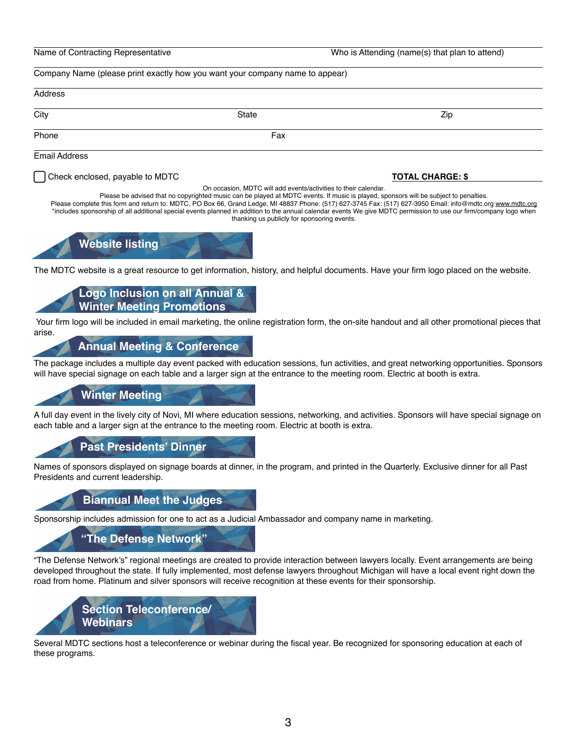Name of Contracting Representative _______________ Who is Attending (name(s) that plan to attend) _______________

Company Name (please print exactly how you want your company name to appear) _______________

Address _______________

City _______________ State _______________ Zip _______________

Phone _______________ Fax _______________

Email Address _______________

☐ Check enclosed, payable to MDTC

**TOTAL CHARGE: $** _______________

On occasion, MDTC will add events/activities to their calendar.
Please be advised that no copyrighted music can be played at MDTC events. If music is played, sponsors will be subject to penalties.
Please complete this form and return to: MDTC, PO Box 66, Grand Ledge, MI 48837 Phone: (517) 627-3745 Fax: (517) 627-3950 Email: info@mdtc.org www.mdtc.org
*includes sponsorship of all additional special events planned in addition to the annual calendar events We give MDTC permission to use our firm/company logo when thanking us publicly for sponsoring events.

## Website listing

The MDTC website is a great resource to get information, history, and helpful documents. Have your firm logo placed on the website.

## Logo Inclusion on all Annual & Winter Meeting Promotions

Your firm logo will be included in email marketing, the online registration form, the on-site handout and all other promotional pieces that arise.

## Annual Meeting & Conference

The package includes a multiple day event packed with education sessions, fun activities, and great networking opportunities. Sponsors will have special signage on each table and a larger sign at the entrance to the meeting room. Electric at booth is extra.

## Winter Meeting

A full day event in the lively city of Novi, MI where education sessions, networking, and activities. Sponsors will have special signage on each table and a larger sign at the entrance to the meeting room. Electric at booth is extra.

## Past Presidents' Dinner

Names of sponsors displayed on signage boards at dinner, in the program, and printed in the Quarterly. Exclusive dinner for all Past Presidents and current leadership.

## Biannual Meet the Judges

Sponsorship includes admission for one to act as a Judicial Ambassador and company name in marketing.

## "The Defense Network"

"The Defense Network's" regional meetings are created to provide interaction between lawyers locally. Event arrangements are being developed throughout the state. If fully implemented, most defense lawyers throughout Michigan will have a local event right down the road from home. Platinum and silver sponsors will receive recognition at these events for their sponsorship.

## Section Teleconference/ Webinars

Several MDTC sections host a teleconference or webinar during the fiscal year. Be recognized for sponsoring education at each of these programs.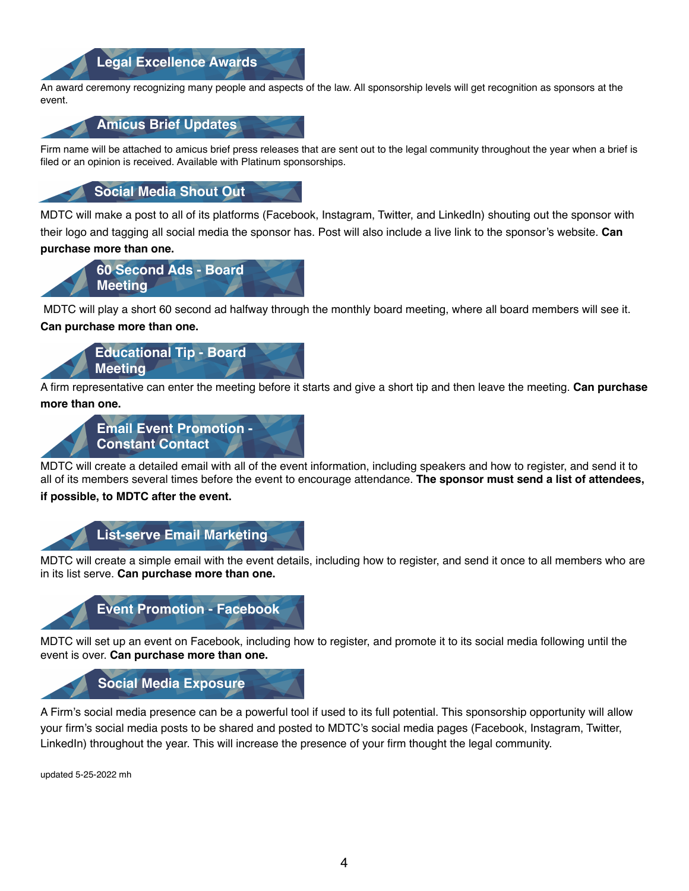## Legal Excellence Awards

An award ceremony recognizing many people and aspects of the law. All sponsorship levels will get recognition as sponsors at the event.

## Amicus Brief Updates

Firm name will be attached to amicus brief press releases that are sent out to the legal community throughout the year when a brief is filed or an opinion is received. Available with Platinum sponsorships.

## Social Media Shout Out

MDTC will make a post to all of its platforms (Facebook, Instagram, Twitter, and LinkedIn) shouting out the sponsor with their logo and tagging all social media the sponsor has. Post will also include a live link to the sponsor's website. **Can purchase more than one.**

## 60 Second Ads - Board Meeting

MDTC will play a short 60 second ad halfway through the monthly board meeting, where all board members will see it. **Can purchase more than one.**

## Educational Tip - Board Meeting

A firm representative can enter the meeting before it starts and give a short tip and then leave the meeting. **Can purchase more than one.**

## Email Event Promotion - Constant Contact

MDTC will create a detailed email with all of the event information, including speakers and how to register, and send it to all of its members several times before the event to encourage attendance. **The sponsor must send a list of attendees, if possible, to MDTC after the event.**

## List-serve Email Marketing

MDTC will create a simple email with the event details, including how to register, and send it once to all members who are in its list serve. **Can purchase more than one.**

## Event Promotion - Facebook

MDTC will set up an event on Facebook, including how to register, and promote it to its social media following until the event is over. **Can purchase more than one.**

## Social Media Exposure

A Firm's social media presence can be a powerful tool if used to its full potential. This sponsorship opportunity will allow your firm's social media posts to be shared and posted to MDTC's social media pages (Facebook, Instagram, Twitter, LinkedIn) throughout the year. This will increase the presence of your firm thought the legal community.

updated 5-25-2022 mh